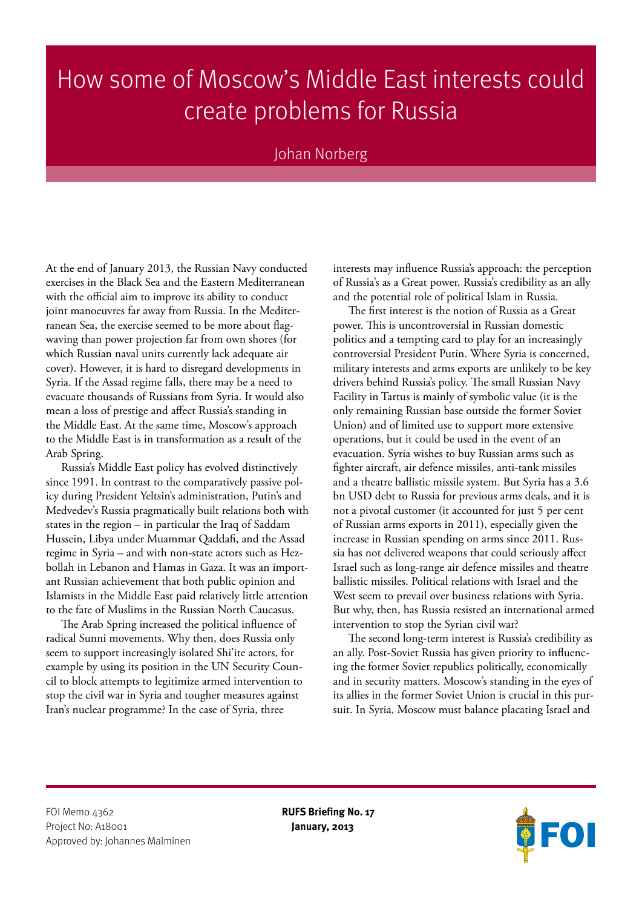# How some of Moscow's Middle East interests could create problems for Russia

Johan Norberg

At the end of January 2013, the Russian Navy conducted exercises in the Black Sea and the Eastern Mediterranean with the official aim to improve its ability to conduct joint manoeuvres far away from Russia. In the Mediterranean Sea, the exercise seemed to be more about flag-waving than power projection far from own shores (for which Russian naval units currently lack adequate air cover). However, it is hard to disregard developments in Syria. If the Assad regime falls, there may be a need to evacuate thousands of Russians from Syria. It would also mean a loss of prestige and affect Russia's standing in the Middle East. At the same time, Moscow's approach to the Middle East is in transformation as a result of the Arab Spring.

Russia's Middle East policy has evolved distinctively since 1991. In contrast to the comparatively passive policy during President Yeltsin's administration, Putin's and Medvedev's Russia pragmatically built relations both with states in the region – in particular the Iraq of Saddam Hussein, Libya under Muammar Qaddafi, and the Assad regime in Syria – and with non-state actors such as Hezbollah in Lebanon and Hamas in Gaza. It was an important Russian achievement that both public opinion and Islamists in the Middle East paid relatively little attention to the fate of Muslims in the Russian North Caucasus.

The Arab Spring increased the political influence of radical Sunni movements. Why then, does Russia only seem to support increasingly isolated Shi'ite actors, for example by using its position in the UN Security Council to block attempts to legitimize armed intervention to stop the civil war in Syria and tougher measures against Iran's nuclear programme? In the case of Syria, three interests may influence Russia's approach: the perception of Russia's as a Great power, Russia's credibility as an ally and the potential role of political Islam in Russia.

The first interest is the notion of Russia as a Great power. This is uncontroversial in Russian domestic politics and a tempting card to play for an increasingly controversial President Putin. Where Syria is concerned, military interests and arms exports are unlikely to be key drivers behind Russia's policy. The small Russian Navy Facility in Tartus is mainly of symbolic value (it is the only remaining Russian base outside the former Soviet Union) and of limited use to support more extensive operations, but it could be used in the event of an evacuation. Syria wishes to buy Russian arms such as fighter aircraft, air defence missiles, anti-tank missiles and a theatre ballistic missile system. But Syria has a 3.6 bn USD debt to Russia for previous arms deals, and it is not a pivotal customer (it accounted for just 5 per cent of Russian arms exports in 2011), especially given the increase in Russian spending on arms since 2011. Russia has not delivered weapons that could seriously affect Israel such as long-range air defence missiles and theatre ballistic missiles. Political relations with Israel and the West seem to prevail over business relations with Syria. But why, then, has Russia resisted an international armed intervention to stop the Syrian civil war?

The second long-term interest is Russia's credibility as an ally. Post-Soviet Russia has given priority to influencing the former Soviet republics politically, economically and in security matters. Moscow's standing in the eyes of its allies in the former Soviet Union is crucial in this pursuit. In Syria, Moscow must balance placating Israel and

FOI Memo 4362
Project No: A18001
Approved by: Johannes Malminen

**RUFS Briefing No. 17**
**January, 2013**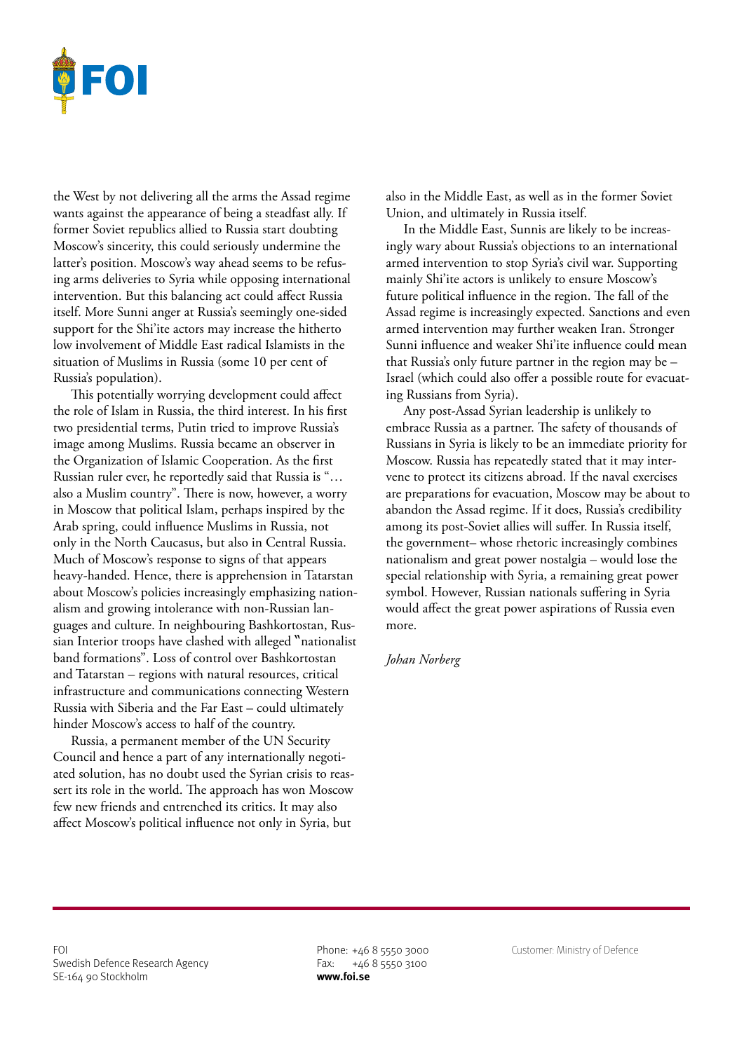the West by not delivering all the arms the Assad regime wants against the appearance of being a steadfast ally. If former Soviet republics allied to Russia start doubting Moscow's sincerity, this could seriously undermine the latter's position. Moscow's way ahead seems to be refusing arms deliveries to Syria while opposing international intervention. But this balancing act could affect Russia itself. More Sunni anger at Russia's seemingly one-sided support for the Shi'ite actors may increase the hitherto low involvement of Middle East radical Islamists in the situation of Muslims in Russia (some 10 per cent of Russia's population).

This potentially worrying development could affect the role of Islam in Russia, the third interest. In his first two presidential terms, Putin tried to improve Russia's image among Muslims. Russia became an observer in the Organization of Islamic Cooperation. As the first Russian ruler ever, he reportedly said that Russia is "… also a Muslim country". There is now, however, a worry in Moscow that political Islam, perhaps inspired by the Arab spring, could influence Muslims in Russia, not only in the North Caucasus, but also in Central Russia. Much of Moscow's response to signs of that appears heavy-handed. Hence, there is apprehension in Tatarstan about Moscow's policies increasingly emphasizing nationalism and growing intolerance with non-Russian languages and culture. In neighbouring Bashkortostan, Russian Interior troops have clashed with alleged "nationalist band formations". Loss of control over Bashkortostan and Tatarstan – regions with natural resources, critical infrastructure and communications connecting Western Russia with Siberia and the Far East – could ultimately hinder Moscow's access to half of the country.

Russia, a permanent member of the UN Security Council and hence a part of any internationally negotiated solution, has no doubt used the Syrian crisis to reassert its role in the world. The approach has won Moscow few new friends and entrenched its critics. It may also affect Moscow's political influence not only in Syria, but also in the Middle East, as well as in the former Soviet Union, and ultimately in Russia itself.

In the Middle East, Sunnis are likely to be increasingly wary about Russia's objections to an international armed intervention to stop Syria's civil war. Supporting mainly Shi'ite actors is unlikely to ensure Moscow's future political influence in the region. The fall of the Assad regime is increasingly expected. Sanctions and even armed intervention may further weaken Iran. Stronger Sunni influence and weaker Shi'ite influence could mean that Russia's only future partner in the region may be – Israel (which could also offer a possible route for evacuating Russians from Syria).

Any post-Assad Syrian leadership is unlikely to embrace Russia as a partner. The safety of thousands of Russians in Syria is likely to be an immediate priority for Moscow. Russia has repeatedly stated that it may intervene to protect its citizens abroad. If the naval exercises are preparations for evacuation, Moscow may be about to abandon the Assad regime. If it does, Russia's credibility among its post-Soviet allies will suffer. In Russia itself, the government– whose rhetoric increasingly combines nationalism and great power nostalgia – would lose the special relationship with Syria, a remaining great power symbol. However, Russian nationals suffering in Syria would affect the great power aspirations of Russia even more.

*Johan Norberg*